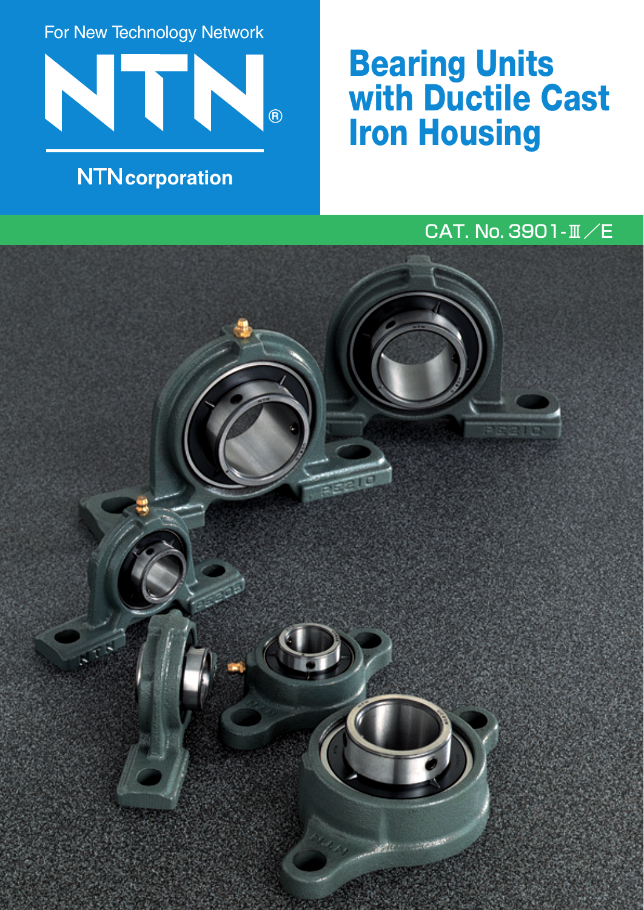For New Technology Network

NTN®

NTN corporation

# Bearing Units with Ductile Cast Iron Housing

CAT. No. 3901-Ⅲ／E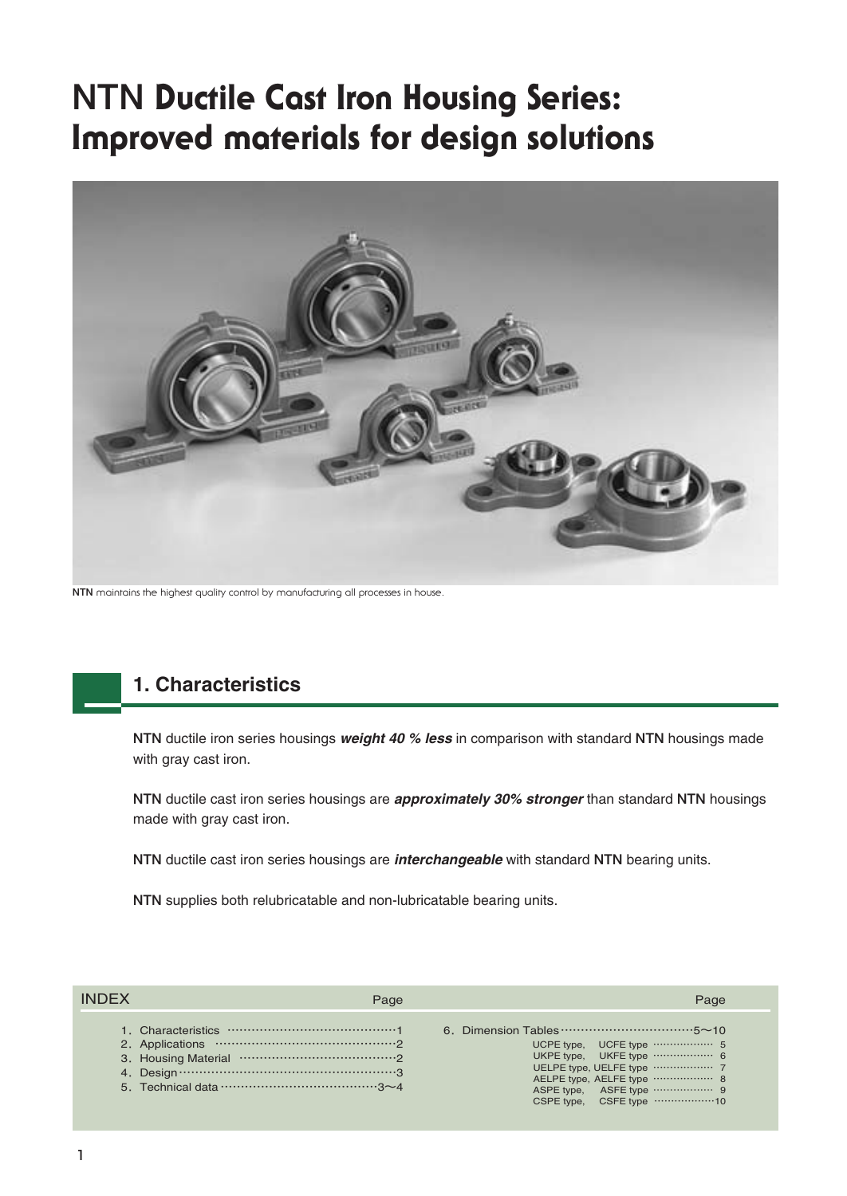# NTN Ductile Cast Iron Housing Series: Improved materials for design solutions

**NTN** maintains the highest quality control by manufacturing all processes in house.

## 1. Characteristics

**NTN** ductile iron series housings ***weight 40 % less*** in comparison with standard **NTN** housings made with gray cast iron.

**NTN** ductile cast iron series housings are ***approximately 30% stronger*** than standard **NTN** housings made with gray cast iron.

**NTN** ductile cast iron series housings are ***interchangeable*** with standard **NTN** bearing units.

**NTN** supplies both relubricatable and non-lubricatable bearing units.

| INDEX | Page | | Page |
|---|---|---|---|
| 1. Characteristics | 1 | 6. Dimension Tables | 5〜10 |
| 2. Applications | 2 | UCPE type, UCFE type | 5 |
| 3. Housing Material | 2 | UKPE type, UKFE type | 6 |
| 4. Design | 3 | UELPE type, UELFE type | 7 |
| 5. Technical data | 3〜4 | AELPE type, AELFE type | 8 |
| | | ASPE type, ASFE type | 9 |
| | | CSPE type, CSFE type | 10 |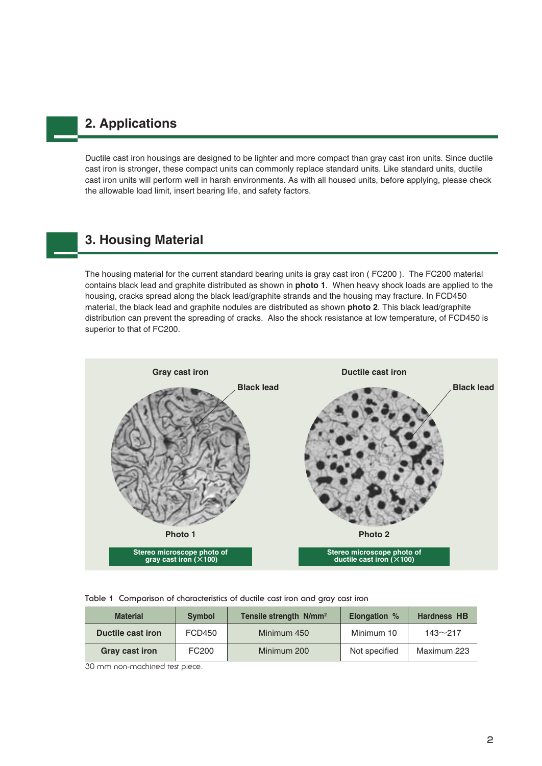## 2. Applications

Ductile cast iron housings are designed to be lighter and more compact than gray cast iron units. Since ductile cast iron is stronger, these compact units can commonly replace standard units. Like standard units, ductile cast iron units will perform well in harsh environments. As with all housed units, before applying, please check the allowable load limit, insert bearing life, and safety factors.

## 3. Housing Material

The housing material for the current standard bearing units is gray cast iron ( FC200 ). The FC200 material contains black lead and graphite distributed as shown in **photo 1**. When heavy shock loads are applied to the housing, cracks spread along the black lead/graphite strands and the housing may fracture. In FCD450 material, the black lead and graphite nodules are distributed as shown **photo 2**. This black lead/graphite distribution can prevent the spreading of cracks. Also the shock resistance at low temperature, of FCD450 is superior to that of FC200.

Gray cast iron

Black lead

Photo 1

Stereo microscope photo of gray cast iron (×100)

Ductile cast iron

Black lead

Photo 2

Stereo microscope photo of ductile cast iron (×100)

Table 1 Comparison of characteristics of ductile cast iron and gray cast iron

| Material | Symbol | Tensile strength N/mm² | Elongation % | Hardness HB |
|---|---|---|---|---|
| **Ductile cast iron** | FCD450 | Minimum 450 | Minimum 10 | 143～217 |
| **Gray cast iron** | FC200 | Minimum 200 | Not specified | Maximum 223 |

30 mm non-machined test piece.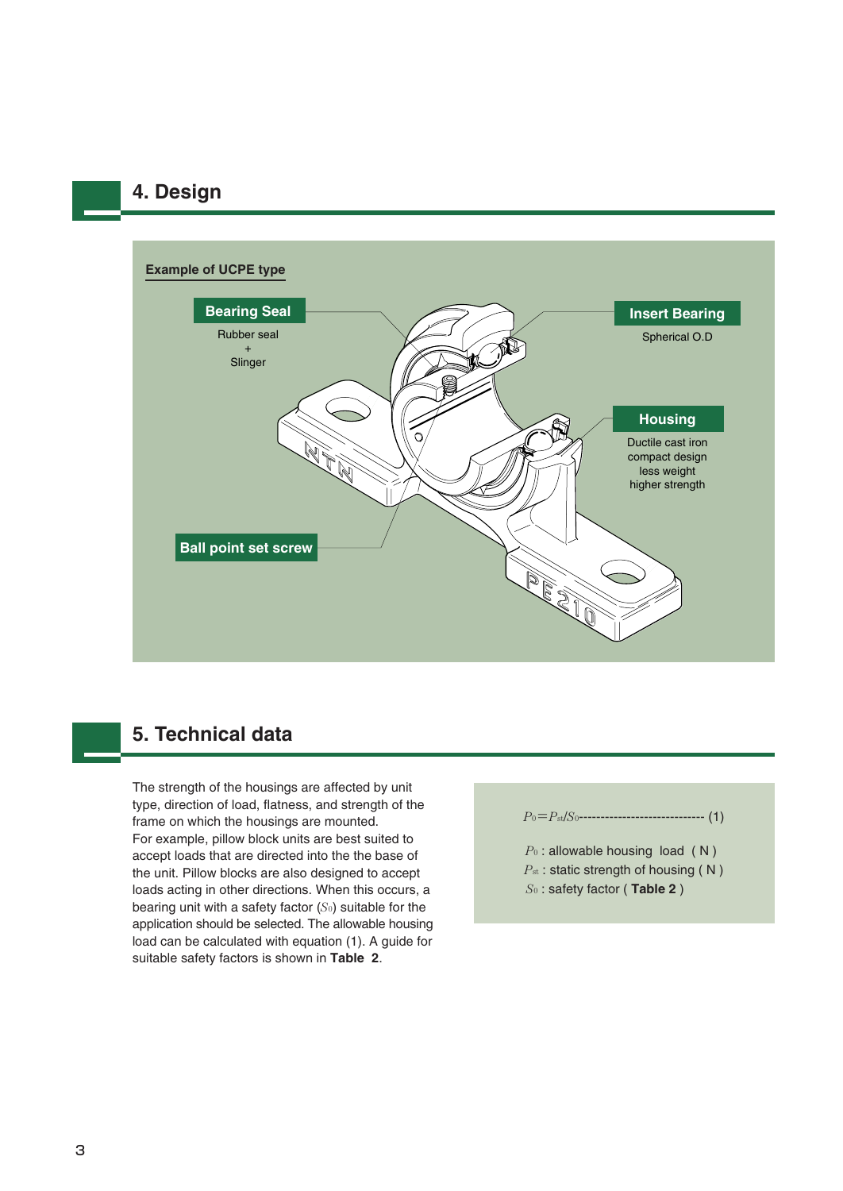## 4. Design

**Example of UCPE type**

**Bearing Seal**
Rubber seal
+
Slinger

**Insert Bearing**
Spherical O.D

**Housing**
Ductile cast iron
compact design
less weight
higher strength

**Ball point set screw**

## 5. Technical data

The strength of the housings are affected by unit type, direction of load, flatness, and strength of the frame on which the housings are mounted.
For example, pillow block units are best suited to accept loads that are directed into the the base of the unit. Pillow blocks are also designed to accept loads acting in other directions. When this occurs, a bearing unit with a safety factor ($S_0$) suitable for the application should be selected. The allowable housing load can be calculated with equation (1). A guide for suitable safety factors is shown in **Table 2**.

$$P_0 = P_{st}/S_0 \quad \text{-----------------------------} \quad (1)$$

$P_0$ : allowable housing load ( N )
$P_{st}$ : static strength of housing ( N )
$S_0$ : safety factor ( **Table 2** )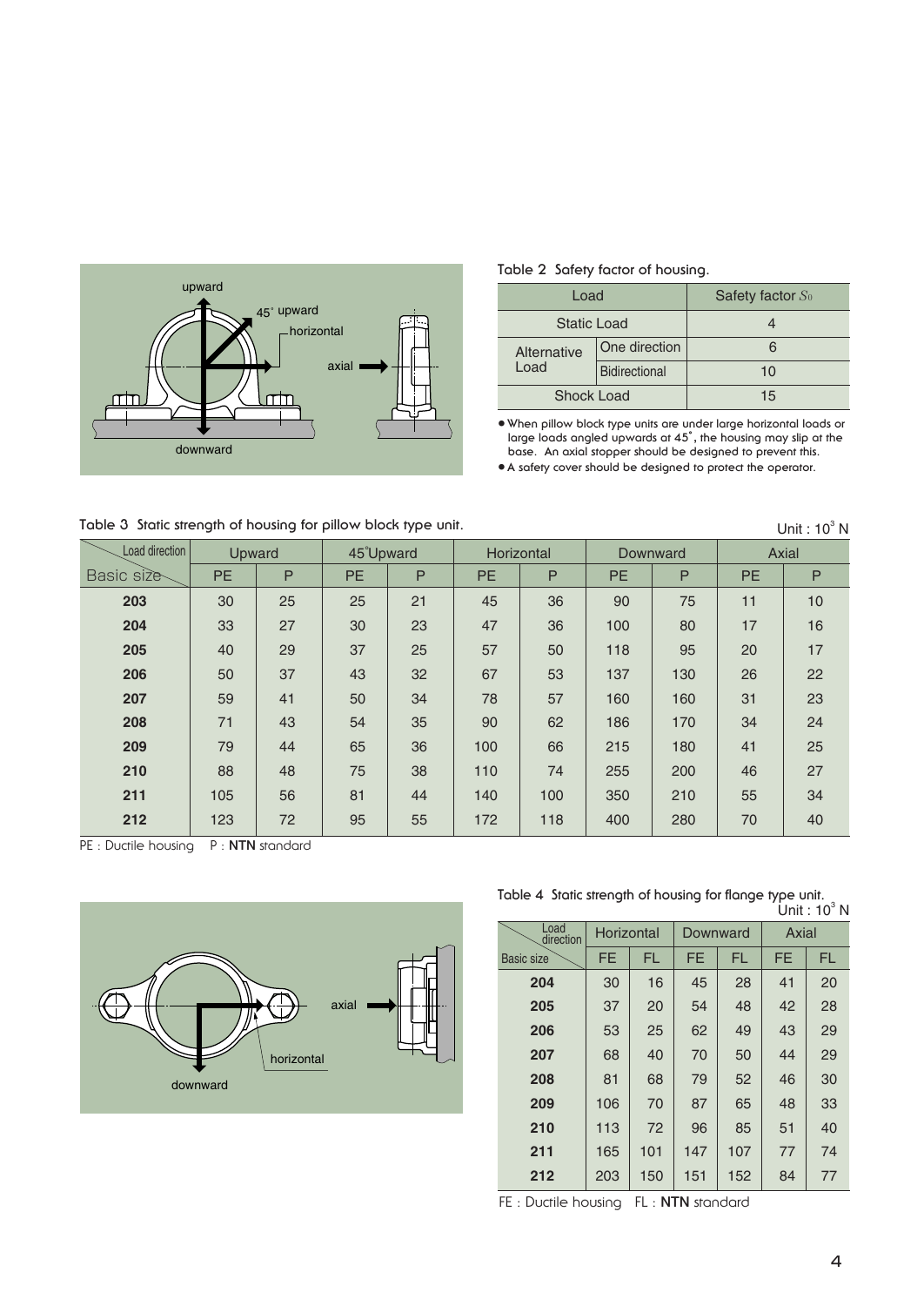Table 2 Safety factor of housing.

| Load | | Safety factor $S_0$ |
|---|---|---|
| Static Load | | 4 |
| Alternative Load | One direction | 6 |
| | Bidirectional | 10 |
| Shock Load | | 15 |

- When pillow block type units are under large horizontal loads or large loads angled upwards at 45˚, the housing may slip at the base. An axial stopper should be designed to prevent this.
- A safety cover should be designed to protect the operator.

Table 3 Static strength of housing for pillow block type unit.

Unit : $10^3$ N

| Load direction / Basic size | Upward | | 45˚Upward | | Horizontal | | Downward | | Axial | |
|---|---|---|---|---|---|---|---|---|---|---|
| | PE | P | PE | P | PE | P | PE | P | PE | P |
| **203** | 30 | 25 | 25 | 21 | 45 | 36 | 90 | 75 | 11 | 10 |
| **204** | 33 | 27 | 30 | 23 | 47 | 36 | 100 | 80 | 17 | 16 |
| **205** | 40 | 29 | 37 | 25 | 57 | 50 | 118 | 95 | 20 | 17 |
| **206** | 50 | 37 | 43 | 32 | 67 | 53 | 137 | 130 | 26 | 22 |
| **207** | 59 | 41 | 50 | 34 | 78 | 57 | 160 | 160 | 31 | 23 |
| **208** | 71 | 43 | 54 | 35 | 90 | 62 | 186 | 170 | 34 | 24 |
| **209** | 79 | 44 | 65 | 36 | 100 | 66 | 215 | 180 | 41 | 25 |
| **210** | 88 | 48 | 75 | 38 | 110 | 74 | 255 | 200 | 46 | 27 |
| **211** | 105 | 56 | 81 | 44 | 140 | 100 | 350 | 210 | 55 | 34 |
| **212** | 123 | 72 | 95 | 55 | 172 | 118 | 400 | 280 | 70 | 40 |

PE : Ductile housing P : **NTN** standard

Table 4 Static strength of housing for flange type unit.

Unit : $10^3$ N

| Load direction / Basic size | Horizontal | | Downward | | Axial | |
|---|---|---|---|---|---|---|
| | FE | FL | FE | FL | FE | FL |
| **204** | 30 | 16 | 45 | 28 | 41 | 20 |
| **205** | 37 | 20 | 54 | 48 | 42 | 28 |
| **206** | 53 | 25 | 62 | 49 | 43 | 29 |
| **207** | 68 | 40 | 70 | 50 | 44 | 29 |
| **208** | 81 | 68 | 79 | 52 | 46 | 30 |
| **209** | 106 | 70 | 87 | 65 | 48 | 33 |
| **210** | 113 | 72 | 96 | 85 | 51 | 40 |
| **211** | 165 | 101 | 147 | 107 | 77 | 74 |
| **212** | 203 | 150 | 151 | 152 | 84 | 77 |

FE : Ductile housing FL : **NTN** standard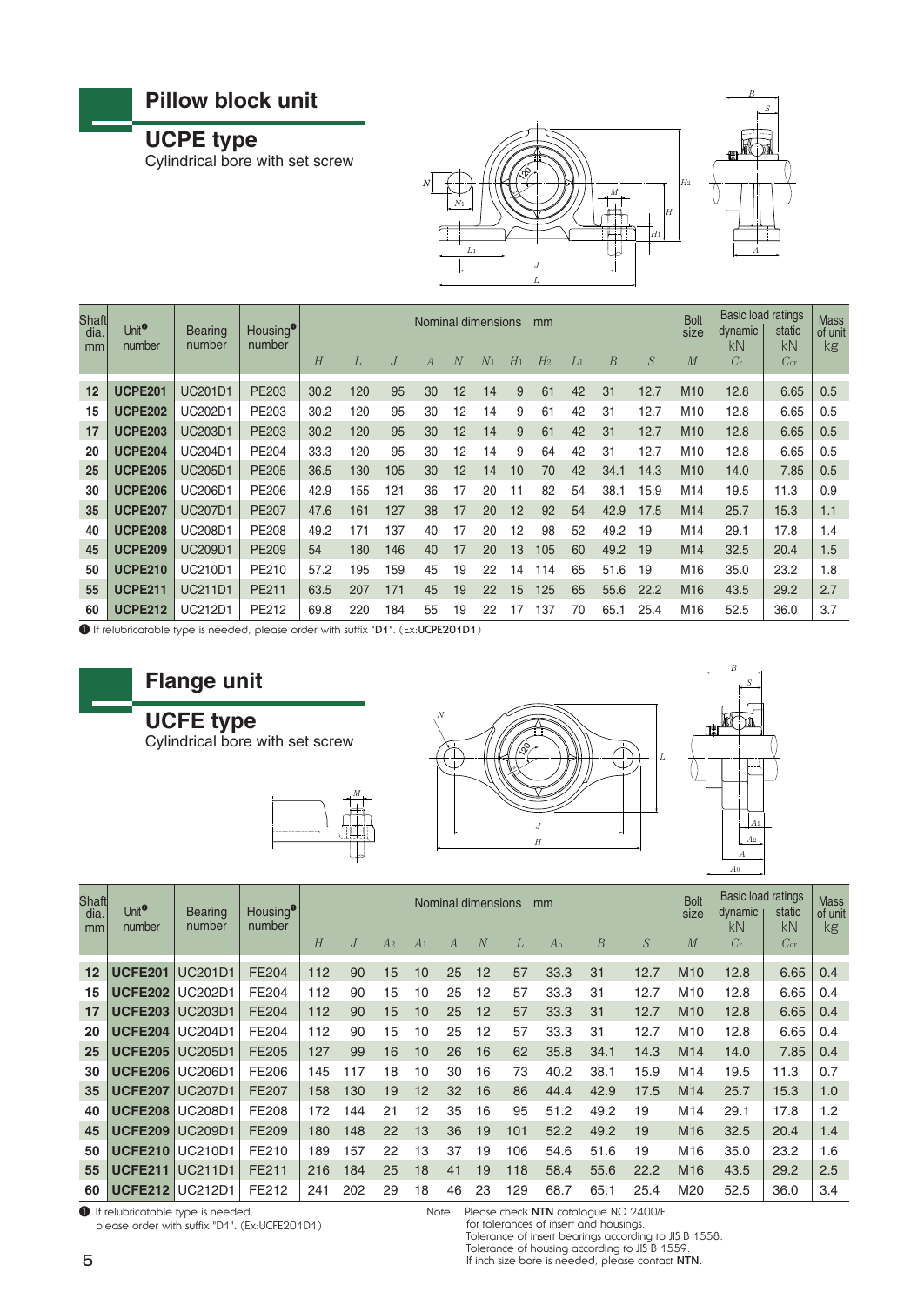## Pillow block unit

### UCPE type

Cylindrical bore with set screw

| Shaft dia. mm | Unit❶ number | Bearing number | Housing❶ number | Nominal dimensions mm | | | | | | | | | | | Bolt size | Basic load ratings dynamic kN | static kN | Mass of unit kg |
|---|---|---|---|---|---|---|---|---|---|---|---|---|---|---|---|---|---|---|
| | | | | $H$ | $L$ | $J$ | $A$ | $N$ | $N_1$ | $H_1$ | $H_2$ | $L_1$ | $B$ | $S$ | $M$ | $C_r$ | $C_{0r}$ | |
| 12 | **UCPE201** | UC201D1 | PE203 | 30.2 | 120 | 95 | 30 | 12 | 14 | 9 | 61 | 42 | 31 | 12.7 | M10 | 12.8 | 6.65 | 0.5 |
| 15 | **UCPE202** | UC202D1 | PE203 | 30.2 | 120 | 95 | 30 | 12 | 14 | 9 | 61 | 42 | 31 | 12.7 | M10 | 12.8 | 6.65 | 0.5 |
| 17 | **UCPE203** | UC203D1 | PE203 | 30.2 | 120 | 95 | 30 | 12 | 14 | 9 | 61 | 42 | 31 | 12.7 | M10 | 12.8 | 6.65 | 0.5 |
| 20 | **UCPE204** | UC204D1 | PE204 | 33.3 | 120 | 95 | 30 | 12 | 14 | 9 | 64 | 42 | 31 | 12.7 | M10 | 12.8 | 6.65 | 0.5 |
| 25 | **UCPE205** | UC205D1 | PE205 | 36.5 | 130 | 105 | 30 | 12 | 14 | 10 | 70 | 42 | 34.1 | 14.3 | M10 | 14.0 | 7.85 | 0.5 |
| 30 | **UCPE206** | UC206D1 | PE206 | 42.9 | 155 | 121 | 36 | 17 | 20 | 11 | 82 | 54 | 38.1 | 15.9 | M14 | 19.5 | 11.3 | 0.9 |
| 35 | **UCPE207** | UC207D1 | PE207 | 47.6 | 161 | 127 | 38 | 17 | 20 | 12 | 92 | 54 | 42.9 | 17.5 | M14 | 25.7 | 15.3 | 1.1 |
| 40 | **UCPE208** | UC208D1 | PE208 | 49.2 | 171 | 137 | 40 | 17 | 20 | 12 | 98 | 52 | 49.2 | 19 | M14 | 29.1 | 17.8 | 1.4 |
| 45 | **UCPE209** | UC209D1 | PE209 | 54 | 180 | 146 | 40 | 17 | 20 | 13 | 105 | 60 | 49.2 | 19 | M14 | 32.5 | 20.4 | 1.5 |
| 50 | **UCPE210** | UC210D1 | PE210 | 57.2 | 195 | 159 | 45 | 19 | 22 | 14 | 114 | 65 | 51.6 | 19 | M16 | 35.0 | 23.2 | 1.8 |
| 55 | **UCPE211** | UC211D1 | PE211 | 63.5 | 207 | 171 | 45 | 19 | 22 | 15 | 125 | 65 | 55.6 | 22.2 | M16 | 43.5 | 29.2 | 2.7 |
| 60 | **UCPE212** | UC212D1 | PE212 | 69.8 | 220 | 184 | 55 | 19 | 22 | 17 | 137 | 70 | 65.1 | 25.4 | M16 | 52.5 | 36.0 | 3.7 |

❶ If relubricatable type is needed, please order with suffix "**D1**". (Ex:**UCPE201D1**)

## Flange unit

### UCFE type

Cylindrical bore with set screw

| Shaft dia. mm | Unit❶ number | Bearing number | Housing❶ number | Nominal dimensions mm | | | | | | | | | | Bolt size | Basic load ratings dynamic kN | static kN | Mass of unit kg |
|---|---|---|---|---|---|---|---|---|---|---|---|---|---|---|---|---|---|
| | | | | $H$ | $J$ | $A_2$ | $A_1$ | $A$ | $N$ | $L$ | $A_0$ | $B$ | $S$ | $M$ | $C_r$ | $C_{0r}$ | |
| 12 | **UCFE201** | UC201D1 | FE204 | 112 | 90 | 15 | 10 | 25 | 12 | 57 | 33.3 | 31 | 12.7 | M10 | 12.8 | 6.65 | 0.4 |
| 15 | **UCFE202** | UC202D1 | FE204 | 112 | 90 | 15 | 10 | 25 | 12 | 57 | 33.3 | 31 | 12.7 | M10 | 12.8 | 6.65 | 0.4 |
| 17 | **UCFE203** | UC203D1 | FE204 | 112 | 90 | 15 | 10 | 25 | 12 | 57 | 33.3 | 31 | 12.7 | M10 | 12.8 | 6.65 | 0.4 |
| 20 | **UCFE204** | UC204D1 | FE204 | 112 | 90 | 15 | 10 | 25 | 12 | 57 | 33.3 | 31 | 12.7 | M10 | 12.8 | 6.65 | 0.4 |
| 25 | **UCFE205** | UC205D1 | FE205 | 127 | 99 | 16 | 10 | 26 | 16 | 62 | 35.8 | 34.1 | 14.3 | M14 | 14.0 | 7.85 | 0.4 |
| 30 | **UCFE206** | UC206D1 | FE206 | 145 | 117 | 18 | 10 | 30 | 16 | 73 | 40.2 | 38.1 | 15.9 | M14 | 19.5 | 11.3 | 0.7 |
| 35 | **UCFE207** | UC207D1 | FE207 | 158 | 130 | 19 | 12 | 32 | 16 | 86 | 44.4 | 42.9 | 17.5 | M14 | 25.7 | 15.3 | 1.0 |
| 40 | **UCFE208** | UC208D1 | FE208 | 172 | 144 | 21 | 12 | 35 | 16 | 95 | 51.2 | 49.2 | 19 | M14 | 29.1 | 17.8 | 1.2 |
| 45 | **UCFE209** | UC209D1 | FE209 | 180 | 148 | 22 | 13 | 36 | 19 | 101 | 52.2 | 49.2 | 19 | M16 | 32.5 | 20.4 | 1.4 |
| 50 | **UCFE210** | UC210D1 | FE210 | 189 | 157 | 22 | 13 | 37 | 19 | 106 | 54.6 | 51.6 | 19 | M16 | 35.0 | 23.2 | 1.6 |
| 55 | **UCFE211** | UC211D1 | FE211 | 216 | 184 | 25 | 18 | 41 | 19 | 118 | 58.4 | 55.6 | 22.2 | M16 | 43.5 | 29.2 | 2.5 |
| 60 | **UCFE212** | UC212D1 | FE212 | 241 | 202 | 29 | 18 | 46 | 23 | 129 | 68.7 | 65.1 | 25.4 | M20 | 52.5 | 36.0 | 3.4 |

❶ If relubricatable type is needed, please order with suffix "D1". (Ex:UCFE201D1)

Note: Please check **NTN** catalogue NO.2400/E. for tolerances of insert and housings. Tolerance of insert bearings according to JIS B 1558. Tolerance of housing according to JIS B 1559. If inch size bore is needed, please contact **NTN**.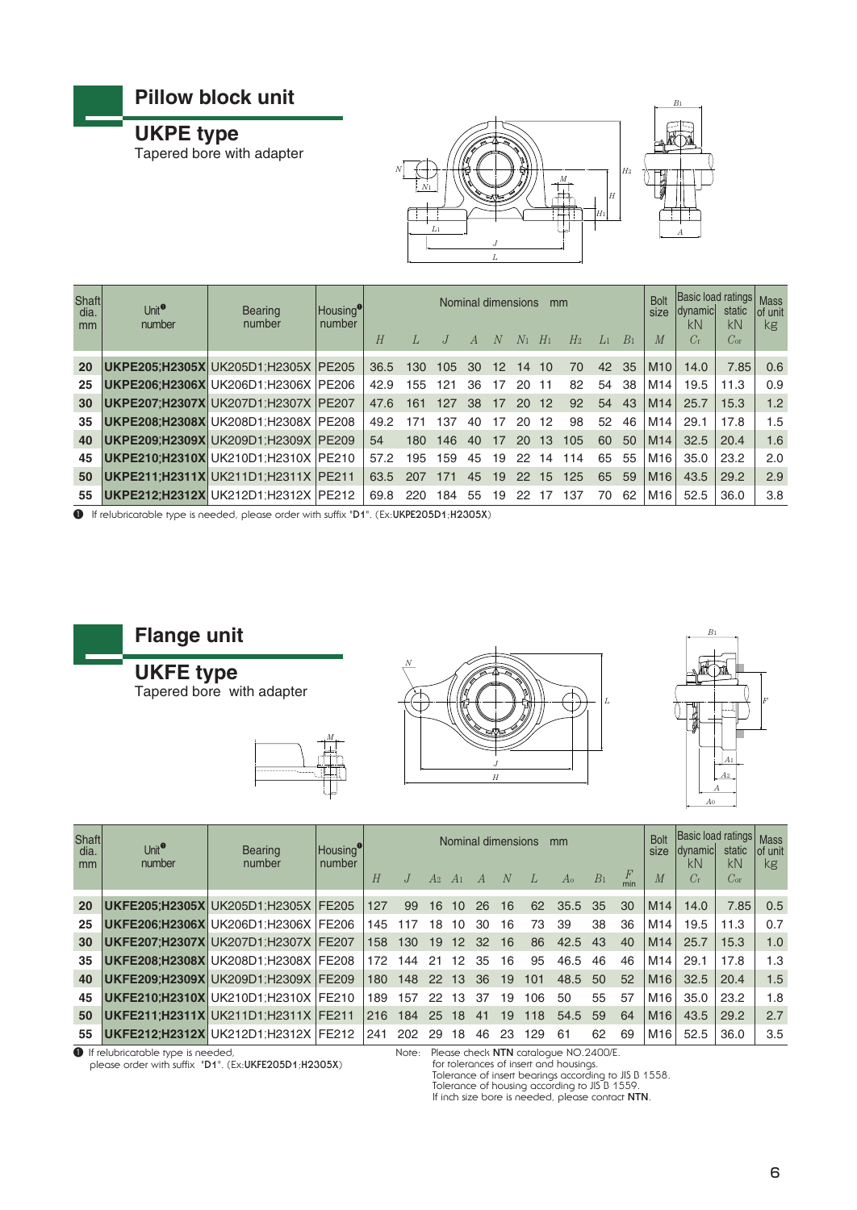## Pillow block unit

### UKPE type

Tapered bore with adapter

| Shaft dia. mm | Unit[1] number | Bearing number | Housing[1] number | Nominal dimensions mm | | | | | | | | | | Bolt size | Basic load ratings dynamic kN | static kN | Mass of unit kg |
|---|---|---|---|---|---|---|---|---|---|---|---|---|---|---|---|---|---|
| | | | | $H$ | $L$ | $J$ | $A$ | $N$ | $N_1$ | $H_1$ | $H_2$ | $L_1$ | $B_1$ | $M$ | $C_r$ | $C_{0r}$ | |
| 20 | UKPE205;H2305X | UK205D1;H2305X | PE205 | 36.5 | 130 | 105 | 30 | 12 | 14 | 10 | 70 | 42 | 35 | M10 | 14.0 | 7.85 | 0.6 |
| 25 | UKPE206;H2306X | UK206D1;H2306X | PE206 | 42.9 | 155 | 121 | 36 | 17 | 20 | 11 | 82 | 54 | 38 | M14 | 19.5 | 11.3 | 0.9 |
| 30 | UKPE207;H2307X | UK207D1;H2307X | PE207 | 47.6 | 161 | 127 | 38 | 17 | 20 | 12 | 92 | 54 | 43 | M14 | 25.7 | 15.3 | 1.2 |
| 35 | UKPE208;H2308X | UK208D1;H2308X | PE208 | 49.2 | 171 | 137 | 40 | 17 | 20 | 12 | 98 | 52 | 46 | M14 | 29.1 | 17.8 | 1.5 |
| 40 | UKPE209;H2309X | UK209D1;H2309X | PE209 | 54 | 180 | 146 | 40 | 17 | 20 | 13 | 105 | 60 | 50 | M14 | 32.5 | 20.4 | 1.6 |
| 45 | UKPE210;H2310X | UK210D1;H2310X | PE210 | 57.2 | 195 | 159 | 45 | 19 | 22 | 14 | 114 | 65 | 55 | M16 | 35.0 | 23.2 | 2.0 |
| 50 | UKPE211;H2311X | UK211D1;H2311X | PE211 | 63.5 | 207 | 171 | 45 | 19 | 22 | 15 | 125 | 65 | 59 | M16 | 43.5 | 29.2 | 2.9 |
| 55 | UKPE212;H2312X | UK212D1;H2312X | PE212 | 69.8 | 220 | 184 | 55 | 19 | 22 | 17 | 137 | 70 | 62 | M16 | 52.5 | 36.0 | 3.8 |

[1] If relubricatable type is needed, please order with suffix "D1". (Ex:**UKPE205D1;H2305X**)

## Flange unit

### UKFE type

Tapered bore with adapter

| Shaft dia. mm | Unit[1] number | Bearing number | Housing[1] number | Nominal dimensions mm | | | | | | | | | | Bolt size | Basic load ratings dynamic kN | static kN | Mass of unit kg |
|---|---|---|---|---|---|---|---|---|---|---|---|---|---|---|---|---|---|
| | | | | $H$ | $J$ | $A_2$ | $A_1$ | $A$ | $N$ | $L$ | $A_0$ | $B_1$ | $F$ min | $M$ | $C_r$ | $C_{0r}$ | |
| 20 | UKFE205;H2305X | UK205D1;H2305X | FE205 | 127 | 99 | 16 | 10 | 26 | 16 | 62 | 35.5 | 35 | 30 | M14 | 14.0 | 7.85 | 0.5 |
| 25 | UKFE206;H2306X | UK206D1;H2306X | FE206 | 145 | 117 | 18 | 10 | 30 | 16 | 73 | 39 | 38 | 36 | M14 | 19.5 | 11.3 | 0.7 |
| 30 | UKFE207;H2307X | UK207D1;H2307X | FE207 | 158 | 130 | 19 | 12 | 32 | 16 | 86 | 42.5 | 43 | 40 | M14 | 25.7 | 15.3 | 1.0 |
| 35 | UKFE208;H2308X | UK208D1;H2308X | FE208 | 172 | 144 | 21 | 12 | 35 | 16 | 95 | 46.5 | 46 | 46 | M14 | 29.1 | 17.8 | 1.3 |
| 40 | UKFE209;H2309X | UK209D1;H2309X | FE209 | 180 | 148 | 22 | 13 | 36 | 19 | 101 | 48.5 | 50 | 52 | M16 | 32.5 | 20.4 | 1.5 |
| 45 | UKFE210;H2310X | UK210D1;H2310X | FE210 | 189 | 157 | 22 | 13 | 37 | 19 | 106 | 50 | 55 | 57 | M16 | 35.0 | 23.2 | 1.8 |
| 50 | UKFE211;H2311X | UK211D1;H2311X | FE211 | 216 | 184 | 25 | 18 | 41 | 19 | 118 | 54.5 | 59 | 64 | M16 | 43.5 | 29.2 | 2.7 |
| 55 | UKFE212;H2312X | UK212D1;H2312X | FE212 | 241 | 202 | 29 | 18 | 46 | 23 | 129 | 61 | 62 | 69 | M16 | 52.5 | 36.0 | 3.5 |

[1] If relubricatable type is needed, please order with suffix "D1". (Ex:**UKFE205D1;H2305X**)

Note: Please check **NTN** catalogue NO.2400/E. for tolerances of insert and housings.
Tolerance of insert bearings according to JIS B 1558.
Tolerance of housing according to JIS B 1559.
If inch size bore is needed, please contact **NTN**.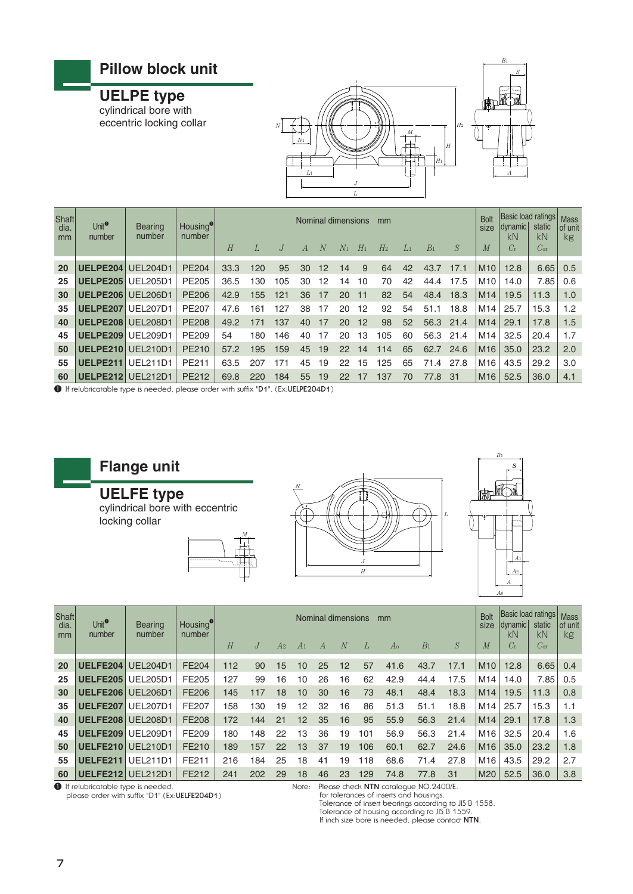## Pillow block unit

### UELPE type

cylindrical bore with eccentric locking collar

| Shaft dia. mm | Unit[1] number | Bearing number | Housing[1] number | Nominal dimensions mm | | | | | | | | | | | Bolt size | Basic load ratings dynamic kN | static kN | Mass of unit kg |
|---|---|---|---|---|---|---|---|---|---|---|---|---|---|---|---|---|---|---|
| | | | | $H$ | $L$ | $J$ | $A$ | $N$ | $N_1$ | $H_1$ | $H_2$ | $L_1$ | $B_1$ | $S$ | $M$ | $C_r$ | $C_{or}$ | |
| 20 | **UELPE204** | UEL204D1 | PE204 | 33.3 | 120 | 95 | 30 | 12 | 14 | 9 | 64 | 42 | 43.7 | 17.1 | M10 | 12.8 | 6.65 | 0.5 |
| 25 | **UELPE205** | UEL205D1 | PE205 | 36.5 | 130 | 105 | 30 | 12 | 14 | 10 | 70 | 42 | 44.4 | 17.5 | M10 | 14.0 | 7.85 | 0.6 |
| 30 | **UELPE206** | UEL206D1 | PE206 | 42.9 | 155 | 121 | 36 | 17 | 20 | 11 | 82 | 54 | 48.4 | 18.3 | M14 | 19.5 | 11.3 | 1.0 |
| 35 | **UELPE207** | UEL207D1 | PE207 | 47.6 | 161 | 127 | 38 | 17 | 20 | 12 | 92 | 54 | 51.1 | 18.8 | M14 | 25.7 | 15.3 | 1.2 |
| 40 | **UELPE208** | UEL208D1 | PE208 | 49.2 | 171 | 137 | 40 | 17 | 20 | 12 | 98 | 52 | 56.3 | 21.4 | M14 | 29.1 | 17.8 | 1.5 |
| 45 | **UELPE209** | UEL209D1 | PE209 | 54 | 180 | 146 | 40 | 17 | 20 | 13 | 105 | 60 | 56.3 | 21.4 | M14 | 32.5 | 20.4 | 1.7 |
| 50 | **UELPE210** | UEL210D1 | PE210 | 57.2 | 195 | 159 | 45 | 19 | 22 | 14 | 114 | 65 | 62.7 | 24.6 | M16 | 35.0 | 23.2 | 2.0 |
| 55 | **UELPE211** | UEL211D1 | PE211 | 63.5 | 207 | 171 | 45 | 19 | 22 | 15 | 125 | 65 | 71.4 | 27.8 | M16 | 43.5 | 29.2 | 3.0 |
| 60 | **UELPE212** | UEL212D1 | PE212 | 69.8 | 220 | 184 | 55 | 19 | 22 | 17 | 137 | 70 | 77.8 | 31 | M16 | 52.5 | 36.0 | 4.1 |

[1] If relubricatable type is needed, please order with suffix "**D1**". (Ex:**UELPE204D1**)

## Flange unit

### UELFE type

cylindrical bore with eccentric locking collar

| Shaft dia. mm | Unit[1] number | Bearing number | Housing[1] number | Nominal dimensions mm | | | | | | | | | | Bolt size | Basic load ratings dynamic kN | static kN | Mass of unit kg |
|---|---|---|---|---|---|---|---|---|---|---|---|---|---|---|---|---|---|
| | | | | $H$ | $J$ | $A_2$ | $A_1$ | $A$ | $N$ | $L$ | $A_0$ | $B_1$ | $S$ | $M$ | $C_r$ | $C_{or}$ | |
| 20 | **UELFE204** | UEL204D1 | FE204 | 112 | 90 | 15 | 10 | 25 | 12 | 57 | 41.6 | 43.7 | 17.1 | M10 | 12.8 | 6.65 | 0.4 |
| 25 | **UELFE205** | UEL205D1 | FE205 | 127 | 99 | 16 | 10 | 26 | 16 | 62 | 42.9 | 44.4 | 17.5 | M14 | 14.0 | 7.85 | 0.5 |
| 30 | **UELFE206** | UEL206D1 | FE206 | 145 | 117 | 18 | 10 | 30 | 16 | 73 | 48.1 | 48.4 | 18.3 | M14 | 19.5 | 11.3 | 0.8 |
| 35 | **UELFE207** | UEL207D1 | FE207 | 158 | 130 | 19 | 12 | 32 | 16 | 86 | 51.3 | 51.1 | 18.8 | M14 | 25.7 | 15.3 | 1.1 |
| 40 | **UELFE208** | UEL208D1 | FE208 | 172 | 144 | 21 | 12 | 35 | 16 | 95 | 55.9 | 56.3 | 21.4 | M14 | 29.1 | 17.8 | 1.3 |
| 45 | **UELFE209** | UEL209D1 | FE209 | 180 | 148 | 22 | 13 | 36 | 19 | 101 | 56.9 | 56.3 | 21.4 | M16 | 32.5 | 20.4 | 1.6 |
| 50 | **UELFE210** | UEL210D1 | FE210 | 189 | 157 | 22 | 13 | 37 | 19 | 106 | 60.1 | 62.7 | 24.6 | M16 | 35.0 | 23.2 | 1.8 |
| 55 | **UELFE211** | UEL211D1 | FE211 | 216 | 184 | 25 | 18 | 41 | 19 | 118 | 68.6 | 71.4 | 27.8 | M16 | 43.5 | 29.2 | 2.7 |
| 60 | **UELFE212** | UEL212D1 | FE212 | 241 | 202 | 29 | 18 | 46 | 23 | 129 | 74.8 | 77.8 | 31 | M20 | 52.5 | 36.0 | 3.8 |

[1] If relubricatable type is needed, please order with suffix "D1" (Ex:**UELFE204D1**)

Note: Please check **NTN** catalogue NO.2400/E. for tolerances of inserts and housings.
Tolerance of insert bearings according to JIS B 1558.
Tolerance of housing according to JIS B 1559.
If inch size bore is needed, please contact **NTN**.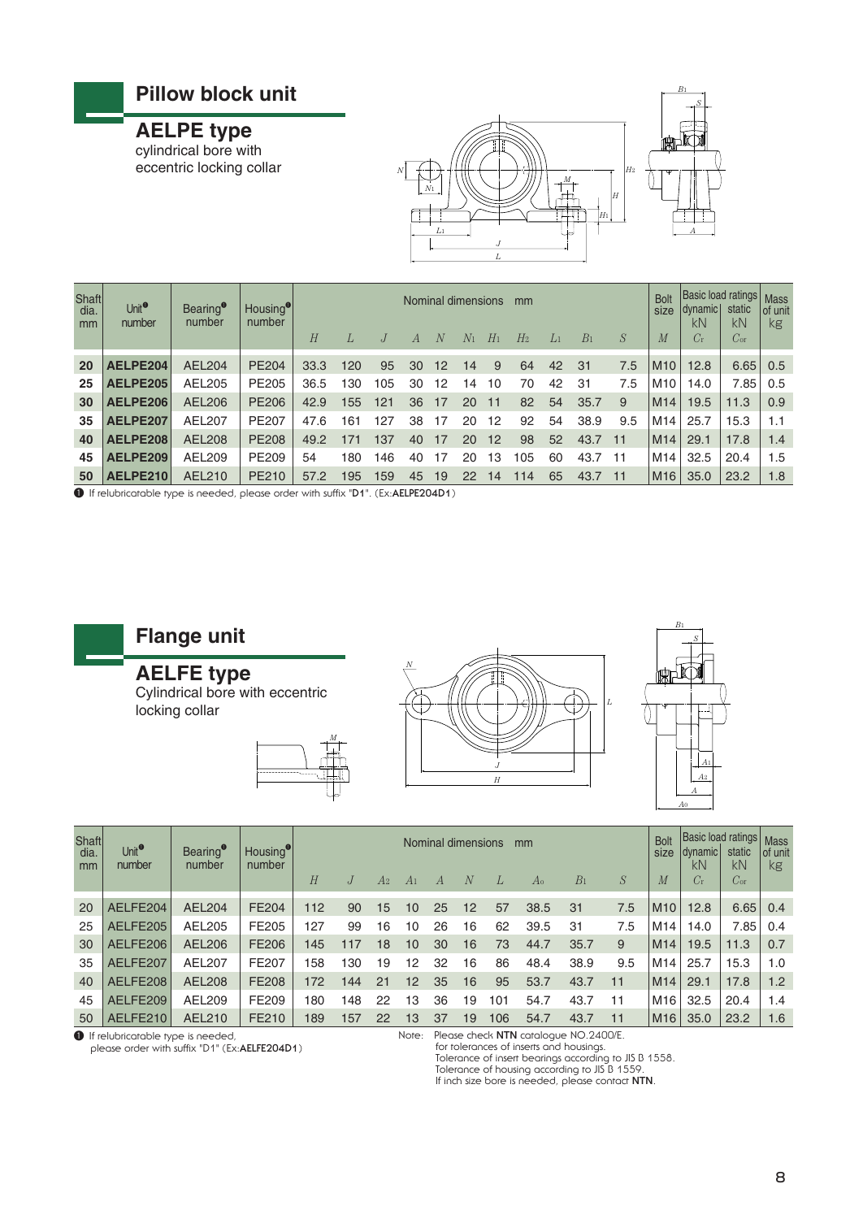## Pillow block unit

### AELPE type

cylindrical bore with eccentric locking collar

| Shaft dia. mm | Unit❶ number | Bearing❶ number | Housing❶ number | Nominal dimensions mm | | | | | | | | | | | Bolt size | Basic load ratings dynamic kN | static kN | Mass of unit kg |
|---|---|---|---|---|---|---|---|---|---|---|---|---|---|---|---|---|---|---|
| | | | | $H$ | $L$ | $J$ | $A$ | $N$ | $N_1$ | $H_1$ | $H_2$ | $L_1$ | $B_1$ | $S$ | $M$ | $C_r$ | $C_{or}$ | |
| **20** | **AELPE204** | AEL204 | PE204 | 33.3 | 120 | 95 | 30 | 12 | 14 | 9 | 64 | 42 | 31 | 7.5 | M10 | 12.8 | 6.65 | 0.5 |
| **25** | **AELPE205** | AEL205 | PE205 | 36.5 | 130 | 105 | 30 | 12 | 14 | 10 | 70 | 42 | 31 | 7.5 | M10 | 14.0 | 7.85 | 0.5 |
| **30** | **AELPE206** | AEL206 | PE206 | 42.9 | 155 | 121 | 36 | 17 | 20 | 11 | 82 | 54 | 35.7 | 9 | M14 | 19.5 | 11.3 | 0.9 |
| **35** | **AELPE207** | AEL207 | PE207 | 47.6 | 161 | 127 | 38 | 17 | 20 | 12 | 92 | 54 | 38.9 | 9.5 | M14 | 25.7 | 15.3 | 1.1 |
| **40** | **AELPE208** | AEL208 | PE208 | 49.2 | 171 | 137 | 40 | 17 | 20 | 12 | 98 | 52 | 43.7 | 11 | M14 | 29.1 | 17.8 | 1.4 |
| **45** | **AELPE209** | AEL209 | PE209 | 54 | 180 | 146 | 40 | 17 | 20 | 13 | 105 | 60 | 43.7 | 11 | M14 | 32.5 | 20.4 | 1.5 |
| **50** | **AELPE210** | AEL210 | PE210 | 57.2 | 195 | 159 | 45 | 19 | 22 | 14 | 114 | 65 | 43.7 | 11 | M16 | 35.0 | 23.2 | 1.8 |

❶ If relubricatable type is needed, please order with suffix "**D1**". (Ex:**AELPE204D1**)

## Flange unit

### AELFE type

Cylindrical bore with eccentric locking collar

| Shaft dia. mm | Unit❶ number | Bearing❶ number | Housing❶ number | Nominal dimensions mm | | | | | | | | | | Bolt size | Basic load ratings dynamic kN | static kN | Mass of unit kg |
|---|---|---|---|---|---|---|---|---|---|---|---|---|---|---|---|---|---|
| | | | | $H$ | $J$ | $A_2$ | $A_1$ | $A$ | $N$ | $L$ | $A_0$ | $B_1$ | $S$ | $M$ | $C_r$ | $C_{or}$ | |
| 20 | AELFE204 | AEL204 | FE204 | 112 | 90 | 15 | 10 | 25 | 12 | 57 | 38.5 | 31 | 7.5 | M10 | 12.8 | 6.65 | 0.4 |
| 25 | AELFE205 | AEL205 | FE205 | 127 | 99 | 16 | 10 | 26 | 16 | 62 | 39.5 | 31 | 7.5 | M14 | 14.0 | 7.85 | 0.4 |
| 30 | AELFE206 | AEL206 | FE206 | 145 | 117 | 18 | 10 | 30 | 16 | 73 | 44.7 | 35.7 | 9 | M14 | 19.5 | 11.3 | 0.7 |
| 35 | AELFE207 | AEL207 | FE207 | 158 | 130 | 19 | 12 | 32 | 16 | 86 | 48.4 | 38.9 | 9.5 | M14 | 25.7 | 15.3 | 1.0 |
| 40 | AELFE208 | AEL208 | FE208 | 172 | 144 | 21 | 12 | 35 | 16 | 95 | 53.7 | 43.7 | 11 | M14 | 29.1 | 17.8 | 1.2 |
| 45 | AELFE209 | AEL209 | FE209 | 180 | 148 | 22 | 13 | 36 | 19 | 101 | 54.7 | 43.7 | 11 | M16 | 32.5 | 20.4 | 1.4 |
| 50 | AELFE210 | AEL210 | FE210 | 189 | 157 | 22 | 13 | 37 | 19 | 106 | 54.7 | 43.7 | 11 | M16 | 35.0 | 23.2 | 1.6 |

❶ If relubricatable type is needed, please order with suffix "D1" (Ex:**AELFE204D1**)

Note: Please check **NTN** catalogue NO.2400/E. for tolerances of inserts and housings.
Tolerance of insert bearings according to JIS B 1558.
Tolerance of housing according to JIS B 1559.
If inch size bore is needed, please contact **NTN**.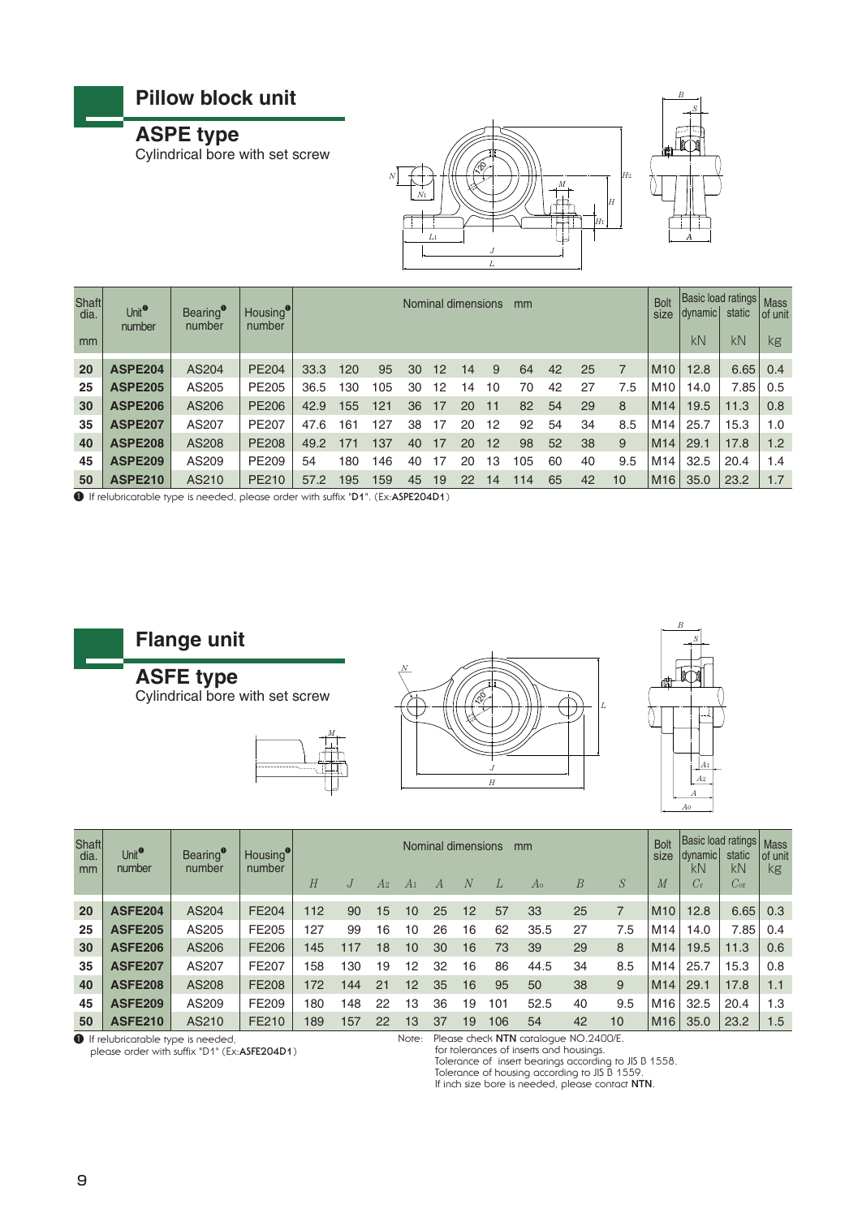# Pillow block unit

## ASPE type

Cylindrical bore with set screw

| Shaft dia. mm | Unit❶ number | Bearing❶ number | Housing❶ number | Nominal dimensions mm | | | | | | | | | | | Bolt size | Basic load ratings dynamic kN | static kN | Mass of unit kg |
|---|---|---|---|---|---|---|---|---|---|---|---|---|---|---|---|---|---|---|
| 20 | **ASPE204** | AS204 | PE204 | 33.3 | 120 | 95 | 30 | 12 | 14 | 9 | 64 | 42 | 25 | 7 | M10 | 12.8 | 6.65 | 0.4 |
| 25 | **ASPE205** | AS205 | PE205 | 36.5 | 130 | 105 | 30 | 12 | 14 | 10 | 70 | 42 | 27 | 7.5 | M10 | 14.0 | 7.85 | 0.5 |
| 30 | **ASPE206** | AS206 | PE206 | 42.9 | 155 | 121 | 36 | 17 | 20 | 11 | 82 | 54 | 29 | 8 | M14 | 19.5 | 11.3 | 0.8 |
| 35 | **ASPE207** | AS207 | PE207 | 47.6 | 161 | 127 | 38 | 17 | 20 | 12 | 92 | 54 | 34 | 8.5 | M14 | 25.7 | 15.3 | 1.0 |
| 40 | **ASPE208** | AS208 | PE208 | 49.2 | 171 | 137 | 40 | 17 | 20 | 12 | 98 | 52 | 38 | 9 | M14 | 29.1 | 17.8 | 1.2 |
| 45 | **ASPE209** | AS209 | PE209 | 54 | 180 | 146 | 40 | 17 | 20 | 13 | 105 | 60 | 40 | 9.5 | M14 | 32.5 | 20.4 | 1.4 |
| 50 | **ASPE210** | AS210 | PE210 | 57.2 | 195 | 159 | 45 | 19 | 22 | 14 | 114 | 65 | 42 | 10 | M16 | 35.0 | 23.2 | 1.7 |

❶ If relubricatable type is needed, please order with suffix "**D1**". (Ex:**ASPE204D1**)

# Flange unit

## ASFE type

Cylindrical bore with set screw

| Shaft dia. mm | Unit❶ number | Bearing❶ number | Housing❶ number | $H$ | $J$ | $A_2$ | $A_1$ | $A$ | $N$ | $L$ | $A_0$ | $B$ | $S$ | Bolt size $M$ | Basic load ratings dynamic kN $C_r$ | static kN $C_{or}$ | Mass of unit kg |
|---|---|---|---|---|---|---|---|---|---|---|---|---|---|---|---|---|---|
| 20 | **ASFE204** | AS204 | FE204 | 112 | 90 | 15 | 10 | 25 | 12 | 57 | 33 | 25 | 7 | M10 | 12.8 | 6.65 | 0.3 |
| 25 | **ASFE205** | AS205 | FE205 | 127 | 99 | 16 | 10 | 26 | 16 | 62 | 35.5 | 27 | 7.5 | M14 | 14.0 | 7.85 | 0.4 |
| 30 | **ASFE206** | AS206 | FE206 | 145 | 117 | 18 | 10 | 30 | 16 | 73 | 39 | 29 | 8 | M14 | 19.5 | 11.3 | 0.6 |
| 35 | **ASFE207** | AS207 | FE207 | 158 | 130 | 19 | 12 | 32 | 16 | 86 | 44.5 | 34 | 8.5 | M14 | 25.7 | 15.3 | 0.8 |
| 40 | **ASFE208** | AS208 | FE208 | 172 | 144 | 21 | 12 | 35 | 16 | 95 | 50 | 38 | 9 | M14 | 29.1 | 17.8 | 1.1 |
| 45 | **ASFE209** | AS209 | FE209 | 180 | 148 | 22 | 13 | 36 | 19 | 101 | 52.5 | 40 | 9.5 | M16 | 32.5 | 20.4 | 1.3 |
| 50 | **ASFE210** | AS210 | FE210 | 189 | 157 | 22 | 13 | 37 | 19 | 106 | 54 | 42 | 10 | M16 | 35.0 | 23.2 | 1.5 |

❶ If relubricatable type is needed, please order with suffix "D1" (Ex:**ASFE204D1**)

Note: Please check **NTN** catalogue NO.2400/E. for tolerances of inserts and housings.
Tolerance of insert bearings according to JIS B 1558.
Tolerance of housing according to JIS B 1559.
If inch size bore is needed, please contact **NTN**.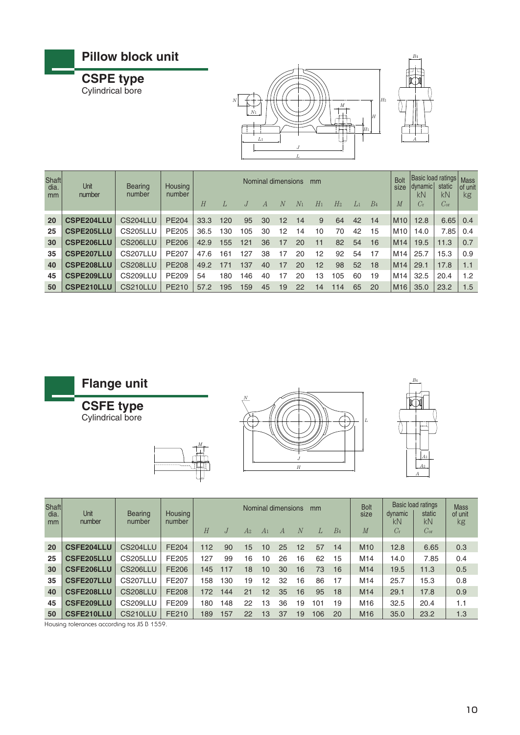# Pillow block unit

## CSPE type

Cylindrical bore

| Shaft dia. mm | Unit number | Bearing number | Housing number | Nominal dimensions mm | | | | | | | | | | Bolt size | Basic load ratings dynamic kN | static kN | Mass of unit kg |
|---|---|---|---|---|---|---|---|---|---|---|---|---|---|---|---|---|---|
| | | | | $H$ | $L$ | $J$ | $A$ | $N$ | $N_1$ | $H_1$ | $H_2$ | $L_1$ | $B_4$ | $M$ | $C_r$ | $C_{or}$ | |
| **20** | **CSPE204LLU** | CS204LLU | PE204 | 33.3 | 120 | 95 | 30 | 12 | 14 | 9 | 64 | 42 | 14 | M10 | 12.8 | 6.65 | 0.4 |
| **25** | **CSPE205LLU** | CS205LLU | PE205 | 36.5 | 130 | 105 | 30 | 12 | 14 | 10 | 70 | 42 | 15 | M10 | 14.0 | 7.85 | 0.4 |
| **30** | **CSPE206LLU** | CS206LLU | PE206 | 42.9 | 155 | 121 | 36 | 17 | 20 | 11 | 82 | 54 | 16 | M14 | 19.5 | 11.3 | 0.7 |
| **35** | **CSPE207LLU** | CS207LLU | PE207 | 47.6 | 161 | 127 | 38 | 17 | 20 | 12 | 92 | 54 | 17 | M14 | 25.7 | 15.3 | 0.9 |
| **40** | **CSPE208LLU** | CS208LLU | PE208 | 49.2 | 171 | 137 | 40 | 17 | 20 | 12 | 98 | 52 | 18 | M14 | 29.1 | 17.8 | 1.1 |
| **45** | **CSPE209LLU** | CS209LLU | PE209 | 54 | 180 | 146 | 40 | 17 | 20 | 13 | 105 | 60 | 19 | M14 | 32.5 | 20.4 | 1.2 |
| **50** | **CSPE210LLU** | CS210LLU | PE210 | 57.2 | 195 | 159 | 45 | 19 | 22 | 14 | 114 | 65 | 20 | M16 | 35.0 | 23.2 | 1.5 |

# Flange unit

## CSFE type

Cylindrical bore

| Shaft dia. mm | Unit number | Bearing number | Housing number | Nominal dimensions mm | | | | | | | | Bolt size | Basic load ratings dynamic kN | static kN | Mass of unit kg |
|---|---|---|---|---|---|---|---|---|---|---|---|---|---|---|---|
| | | | | $H$ | $J$ | $A_2$ | $A_1$ | $A$ | $N$ | $L$ | $B_4$ | $M$ | $C_r$ | $C_{or}$ | |
| **20** | **CSFE204LLU** | CS204LLU | FE204 | 112 | 90 | 15 | 10 | 25 | 12 | 57 | 14 | M10 | 12.8 | 6.65 | 0.3 |
| **25** | **CSFE205LLU** | CS205LLU | FE205 | 127 | 99 | 16 | 10 | 26 | 16 | 62 | 15 | M14 | 14.0 | 7.85 | 0.4 |
| **30** | **CSFE206LLU** | CS206LLU | FE206 | 145 | 117 | 18 | 10 | 30 | 16 | 73 | 16 | M14 | 19.5 | 11.3 | 0.5 |
| **35** | **CSFE207LLU** | CS207LLU | FE207 | 158 | 130 | 19 | 12 | 32 | 16 | 86 | 17 | M14 | 25.7 | 15.3 | 0.8 |
| **40** | **CSFE208LLU** | CS208LLU | FE208 | 172 | 144 | 21 | 12 | 35 | 16 | 95 | 18 | M14 | 29.1 | 17.8 | 0.9 |
| **45** | **CSFE209LLU** | CS209LLU | FE209 | 180 | 148 | 22 | 13 | 36 | 19 | 101 | 19 | M16 | 32.5 | 20.4 | 1.1 |
| **50** | **CSFE210LLU** | CS210LLU | FE210 | 189 | 157 | 22 | 13 | 37 | 19 | 106 | 20 | M16 | 35.0 | 23.2 | 1.3 |

Housing tolerances according tos JIS B 1559.